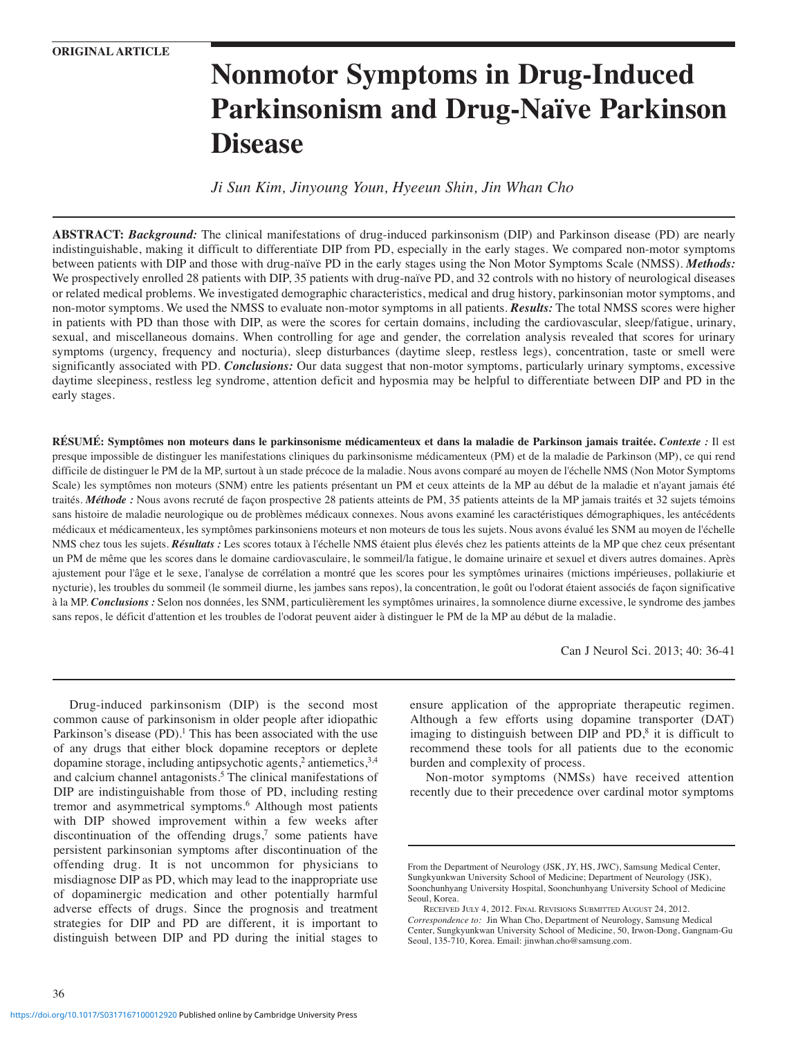ORIGINAL ARTICLE

# Nonmotor Symptoms in Drug-Induced Parkinsonism and Drug-Naïve Parkinson Disease

*Ji Sun Kim, Jinyoung Youn, Hyeeun Shin, Jin Whan Cho*

**ABSTRACT:** ***Background:*** The clinical manifestations of drug-induced parkinsonism (DIP) and Parkinson disease (PD) are nearly indistinguishable, making it difficult to differentiate DIP from PD, especially in the early stages. We compared non-motor symptoms between patients with DIP and those with drug-naïve PD in the early stages using the Non Motor Symptoms Scale (NMSS). ***Methods:*** We prospectively enrolled 28 patients with DIP, 35 patients with drug-naïve PD, and 32 controls with no history of neurological diseases or related medical problems. We investigated demographic characteristics, medical and drug history, parkinsonian motor symptoms, and non-motor symptoms. We used the NMSS to evaluate non-motor symptoms in all patients. ***Results:*** The total NMSS scores were higher in patients with PD than those with DIP, as were the scores for certain domains, including the cardiovascular, sleep/fatigue, urinary, sexual, and miscellaneous domains. When controlling for age and gender, the correlation analysis revealed that scores for urinary symptoms (urgency, frequency and nocturia), sleep disturbances (daytime sleep, restless legs), concentration, taste or smell were significantly associated with PD. ***Conclusions:*** Our data suggest that non-motor symptoms, particularly urinary symptoms, excessive daytime sleepiness, restless leg syndrome, attention deficit and hyposmia may be helpful to differentiate between DIP and PD in the early stages.

**RÉSUMÉ: Symptômes non moteurs dans le parkinsonisme médicamenteux et dans la maladie de Parkinson jamais traitée.** ***Contexte :*** Il est presque impossible de distinguer les manifestations cliniques du parkinsonisme médicamenteux (PM) et de la maladie de Parkinson (MP), ce qui rend difficile de distinguer le PM de la MP, surtout à un stade précoce de la maladie. Nous avons comparé au moyen de l'échelle NMS (Non Motor Symptoms Scale) les symptômes non moteurs (SNM) entre les patients présentant un PM et ceux atteints de la MP au début de la maladie et n'ayant jamais été traités. ***Méthode :*** Nous avons recruté de façon prospective 28 patients atteints de PM, 35 patients atteints de la MP jamais traités et 32 sujets témoins sans histoire de maladie neurologique ou de problèmes médicaux connexes. Nous avons examiné les caractéristiques démographiques, les antécédents médicaux et médicamenteux, les symptômes parkinsoniens moteurs et non moteurs de tous les sujets. Nous avons évalué les SNM au moyen de l'échelle NMS chez tous les sujets. ***Résultats :*** Les scores totaux à l'échelle NMS étaient plus élevés chez les patients atteints de la MP que chez ceux présentant un PM de même que les scores dans le domaine cardiovasculaire, le sommeil/la fatigue, le domaine urinaire et sexuel et divers autres domaines. Après ajustement pour l'âge et le sexe, l'analyse de corrélation a montré que les scores pour les symptômes urinaires (mictions impérieuses, pollakiurie et nycturie), les troubles du sommeil (le sommeil diurne, les jambes sans repos), la concentration, le goût ou l'odorat étaient associés de façon significative à la MP. ***Conclusions :*** Selon nos données, les SNM, particulièrement les symptômes urinaires, la somnolence diurne excessive, le syndrome des jambes sans repos, le déficit d'attention et les troubles de l'odorat peuvent aider à distinguer le PM de la MP au début de la maladie.

Can J Neurol Sci. 2013; 40: 36-41

Drug-induced parkinsonism (DIP) is the second most common cause of parkinsonism in older people after idiopathic Parkinson's disease (PD).[1] This has been associated with the use of any drugs that either block dopamine receptors or deplete dopamine storage, including antipsychotic agents,[2] antiemetics,[3,4] and calcium channel antagonists.[5] The clinical manifestations of DIP are indistinguishable from those of PD, including resting tremor and asymmetrical symptoms.[6] Although most patients with DIP showed improvement within a few weeks after discontinuation of the offending drugs,[7] some patients have persistent parkinsonian symptoms after discontinuation of the offending drug. It is not uncommon for physicians to misdiagnose DIP as PD, which may lead to the inappropriate use of dopaminergic medication and other potentially harmful adverse effects of drugs. Since the prognosis and treatment strategies for DIP and PD are different, it is important to distinguish between DIP and PD during the initial stages to ensure application of the appropriate therapeutic regimen. Although a few efforts using dopamine transporter (DAT) imaging to distinguish between DIP and PD,[8] it is difficult to recommend these tools for all patients due to the economic burden and complexity of process.

Non-motor symptoms (NMSs) have received attention recently due to their precedence over cardinal motor symptoms

From the Department of Neurology (JSK, JY, HS, JWC), Samsung Medical Center, Sungkyunkwan University School of Medicine; Department of Neurology (JSK), Soonchunhyang University Hospital, Soonchunhyang University School of Medicine Seoul, Korea.

Received July 4, 2012. Final Revisions Submitted August 24, 2012.

*Correspondence to:* Jin Whan Cho, Department of Neurology, Samsung Medical Center, Sungkyunkwan University School of Medicine, 50, Irwon-Dong, Gangnam-Gu Seoul, 135-710, Korea. Email: jinwhan.cho@samsung.com.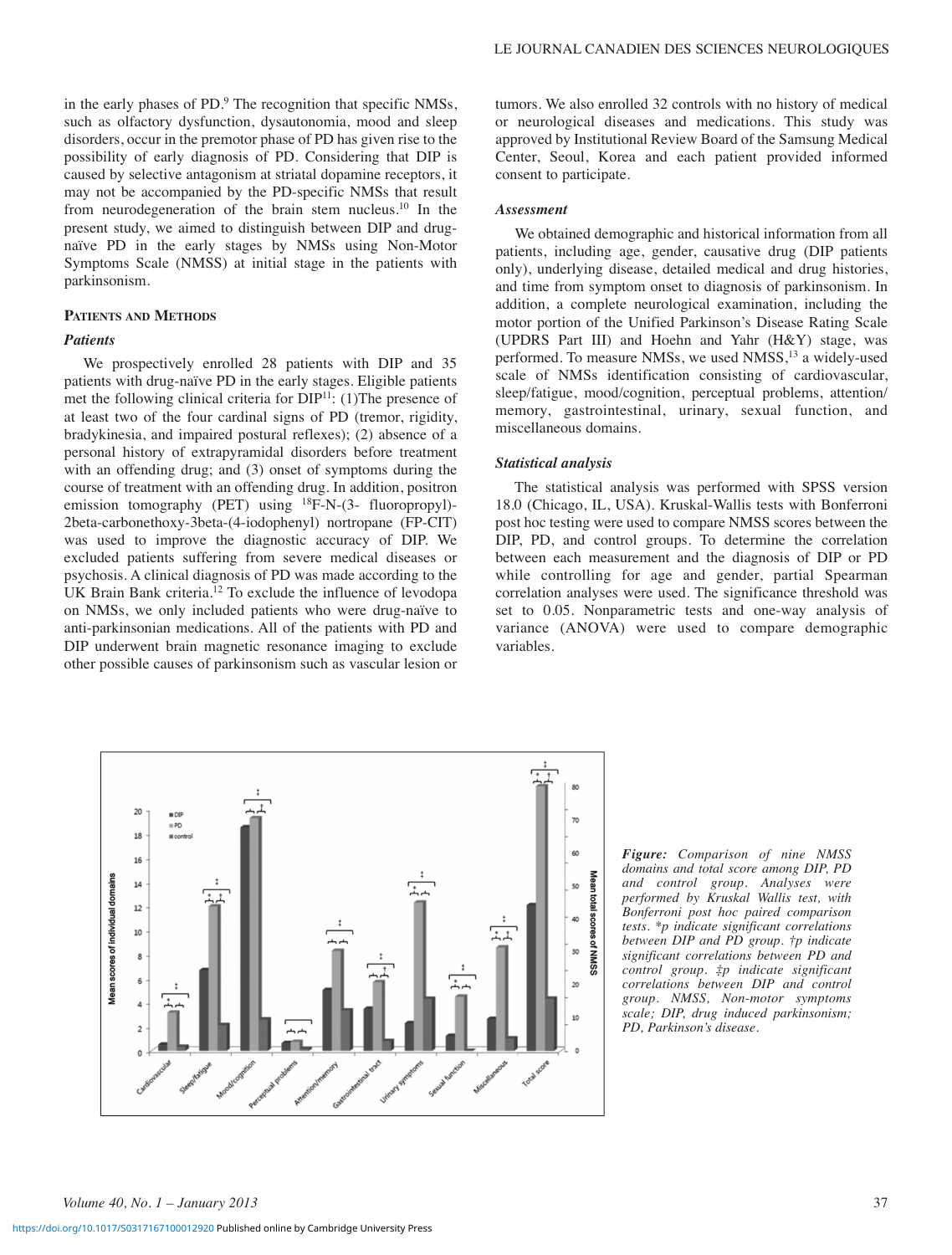in the early phases of PD.[9] The recognition that specific NMSs, such as olfactory dysfunction, dysautonomia, mood and sleep disorders, occur in the premotor phase of PD has given rise to the possibility of early diagnosis of PD. Considering that DIP is caused by selective antagonism at striatal dopamine receptors, it may not be accompanied by the PD-specific NMSs that result from neurodegeneration of the brain stem nucleus.[10] In the present study, we aimed to distinguish between DIP and drug-naïve PD in the early stages by NMSs using Non-Motor Symptoms Scale (NMSS) at initial stage in the patients with parkinsonism.

## Patients and Methods

### *Patients*

We prospectively enrolled 28 patients with DIP and 35 patients with drug-naïve PD in the early stages. Eligible patients met the following clinical criteria for DIP[11]: (1)The presence of at least two of the four cardinal signs of PD (tremor, rigidity, bradykinesia, and impaired postural reflexes); (2) absence of a personal history of extrapyramidal disorders before treatment with an offending drug; and (3) onset of symptoms during the course of treatment with an offending drug. In addition, positron emission tomography (PET) using $^{18}$F-N-(3- fluoropropyl)-2beta-carbonethoxy-3beta-(4-iodophenyl) nortropane (FP-CIT) was used to improve the diagnostic accuracy of DIP. We excluded patients suffering from severe medical diseases or psychosis. A clinical diagnosis of PD was made according to the UK Brain Bank criteria.[12] To exclude the influence of levodopa on NMSs, we only included patients who were drug-naïve to anti-parkinsonian medications. All of the patients with PD and DIP underwent brain magnetic resonance imaging to exclude other possible causes of parkinsonism such as vascular lesion or tumors. We also enrolled 32 controls with no history of medical or neurological diseases and medications. This study was approved by Institutional Review Board of the Samsung Medical Center, Seoul, Korea and each patient provided informed consent to participate.

### *Assessment*

We obtained demographic and historical information from all patients, including age, gender, causative drug (DIP patients only), underlying disease, detailed medical and drug histories, and time from symptom onset to diagnosis of parkinsonism. In addition, a complete neurological examination, including the motor portion of the Unified Parkinson's Disease Rating Scale (UPDRS Part III) and Hoehn and Yahr (H&Y) stage, was performed. To measure NMSs, we used NMSS,[13] a widely-used scale of NMSs identification consisting of cardiovascular, sleep/fatigue, mood/cognition, perceptual problems, attention/memory, gastrointestinal, urinary, sexual function, and miscellaneous domains.

### *Statistical analysis*

The statistical analysis was performed with SPSS version 18.0 (Chicago, IL, USA). Kruskal-Wallis tests with Bonferroni post hoc testing were used to compare NMSS scores between the DIP, PD, and control groups. To determine the correlation between each measurement and the diagnosis of DIP or PD while controlling for age and gender, partial Spearman correlation analyses were used. The significance threshold was set to 0.05. Nonparametric tests and one-way analysis of variance (ANOVA) were used to compare demographic variables.

*Figure: Comparison of nine NMSS domains and total score among DIP, PD and control group. Analyses were performed by Kruskal Wallis test, with Bonferroni post hoc paired comparison tests. \*p indicate significant correlations between DIP and PD group. †p indicate significant correlations between PD and control group. ‡p indicate significant correlations between DIP and control group. NMSS, Non-motor symptoms scale; DIP, drug induced parkinsonism; PD, Parkinson's disease.*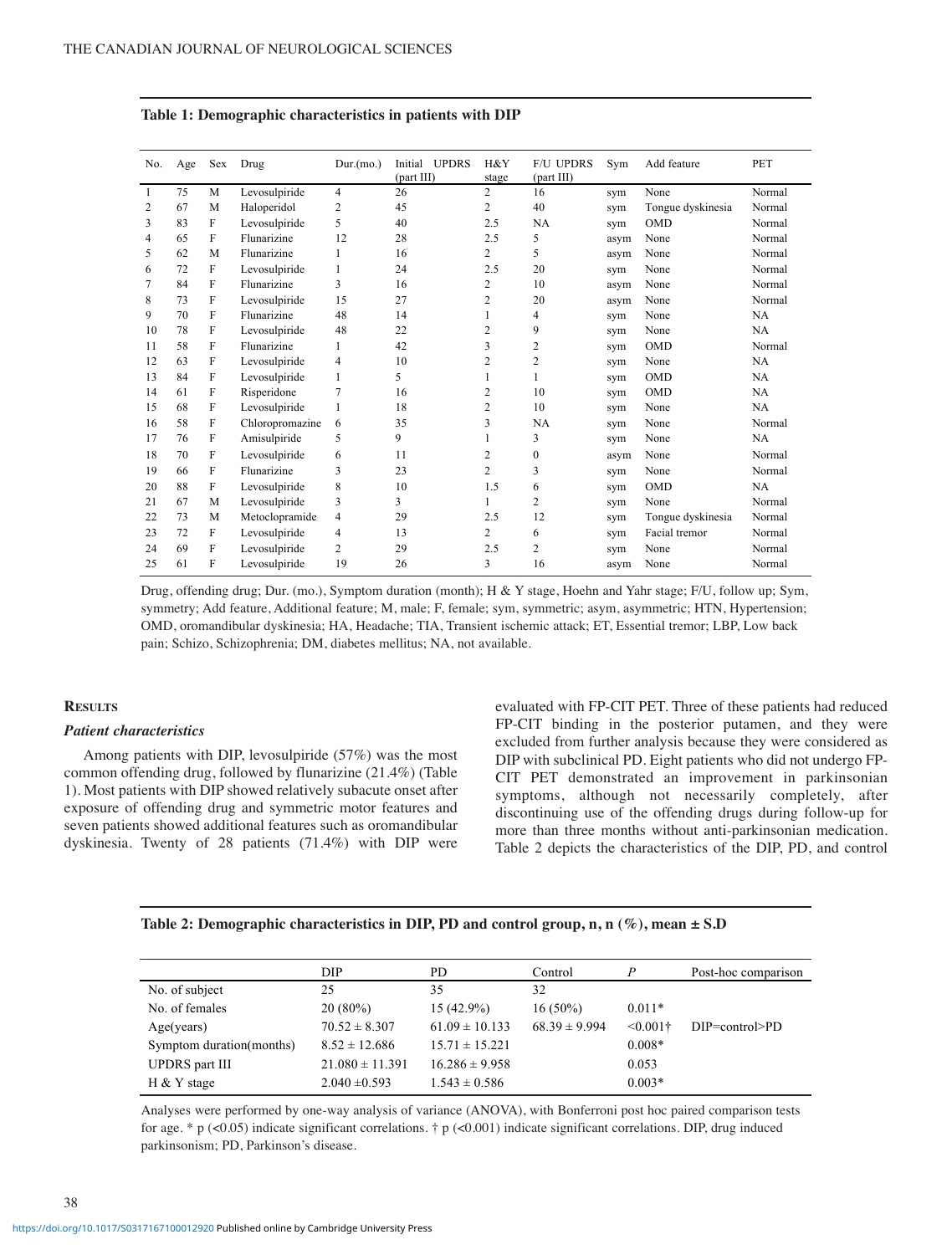**Table 1: Demographic characteristics in patients with DIP**

| No. | Age | Sex | Drug | Dur.(mo.) | Initial UPDRS (part III) | H&Y stage | F/U UPDRS (part III) | Sym | Add feature | PET |
|---|---|---|---|---|---|---|---|---|---|---|
| 1 | 75 | M | Levosulpiride | 4 | 26 | 2 | 16 | sym | None | Normal |
| 2 | 67 | M | Haloperidol | 2 | 45 | 2 | 40 | sym | Tongue dyskinesia | Normal |
| 3 | 83 | F | Levosulpiride | 5 | 40 | 2.5 | NA | sym | OMD | Normal |
| 4 | 65 | F | Flunarizine | 12 | 28 | 2.5 | 5 | asym | None | Normal |
| 5 | 62 | M | Flunarizine | 1 | 16 | 2 | 5 | asym | None | Normal |
| 6 | 72 | F | Levosulpiride | 1 | 24 | 2.5 | 20 | sym | None | Normal |
| 7 | 84 | F | Flunarizine | 3 | 16 | 2 | 10 | asym | None | Normal |
| 8 | 73 | F | Levosulpiride | 15 | 27 | 2 | 20 | asym | None | Normal |
| 9 | 70 | F | Flunarizine | 48 | 14 | 1 | 4 | sym | None | NA |
| 10 | 78 | F | Levosulpiride | 48 | 22 | 2 | 9 | sym | None | NA |
| 11 | 58 | F | Flunarizine | 1 | 42 | 3 | 2 | sym | OMD | Normal |
| 12 | 63 | F | Levosulpiride | 4 | 10 | 2 | 2 | sym | None | NA |
| 13 | 84 | F | Levosulpiride | 1 | 5 | 1 | 1 | sym | OMD | NA |
| 14 | 61 | F | Risperidone | 7 | 16 | 2 | 10 | sym | OMD | NA |
| 15 | 68 | F | Levosulpiride | 1 | 18 | 2 | 10 | sym | None | NA |
| 16 | 58 | F | Chloropromazine | 6 | 35 | 3 | NA | sym | None | Normal |
| 17 | 76 | F | Amisulpiride | 5 | 9 | 1 | 3 | sym | None | NA |
| 18 | 70 | F | Levosulpiride | 6 | 11 | 2 | 0 | asym | None | Normal |
| 19 | 66 | F | Flunarizine | 3 | 23 | 2 | 3 | sym | None | Normal |
| 20 | 88 | F | Levosulpiride | 8 | 10 | 1.5 | 6 | sym | OMD | NA |
| 21 | 67 | M | Levosulpiride | 3 | 3 | 1 | 2 | sym | None | Normal |
| 22 | 73 | M | Metoclopramide | 4 | 29 | 2.5 | 12 | sym | Tongue dyskinesia | Normal |
| 23 | 72 | F | Levosulpiride | 4 | 13 | 2 | 6 | sym | Facial tremor | Normal |
| 24 | 69 | F | Levosulpiride | 2 | 29 | 2.5 | 2 | sym | None | Normal |
| 25 | 61 | F | Levosulpiride | 19 | 26 | 3 | 16 | asym | None | Normal |

Drug, offending drug; Dur. (mo.), Symptom duration (month); H & Y stage, Hoehn and Yahr stage; F/U, follow up; Sym, symmetry; Add feature, Additional feature; M, male; F, female; sym, symmetric; asym, asymmetric; HTN, Hypertension; OMD, oromandibular dyskinesia; HA, Headache; TIA, Transient ischemic attack; ET, Essential tremor; LBP, Low back pain; Schizo, Schizophrenia; DM, diabetes mellitus; NA, not available.

## Results

### *Patient characteristics*

Among patients with DIP, levosulpiride (57%) was the most common offending drug, followed by flunarizine (21.4%) (Table 1). Most patients with DIP showed relatively subacute onset after exposure of offending drug and symmetric motor features and seven patients showed additional features such as oromandibular dyskinesia. Twenty of 28 patients (71.4%) with DIP were evaluated with FP-CIT PET. Three of these patients had reduced FP-CIT binding in the posterior putamen, and they were excluded from further analysis because they were considered as DIP with subclinical PD. Eight patients who did not undergo FP-CIT PET demonstrated an improvement in parkinsonian symptoms, although not necessarily completely, after discontinuing use of the offending drugs during follow-up for more than three months without anti-parkinsonian medication. Table 2 depicts the characteristics of the DIP, PD, and control

**Table 2: Demographic characteristics in DIP, PD and control group, n, n (%), mean ± S.D**

| | DIP | PD | Control | *P* | Post-hoc comparison |
|---|---|---|---|---|---|
| No. of subject | 25 | 35 | 32 | | |
| No. of females | 20 (80%) | 15 (42.9%) | 16 (50%) | 0.011* | |
| Age(years) | 70.52 ± 8.307 | 61.09 ± 10.133 | 68.39 ± 9.994 | <0.001† | DIP=control>PD |
| Symptom duration(months) | 8.52 ± 12.686 | 15.71 ± 15.221 | | 0.008* | |
| UPDRS part III | 21.080 ± 11.391 | 16.286 ± 9.958 | | 0.053 | |
| H & Y stage | 2.040 ±0.593 | 1.543 ± 0.586 | | 0.003* | |

Analyses were performed by one-way analysis of variance (ANOVA), with Bonferroni post hoc paired comparison tests for age. * p (<0.05) indicate significant correlations. † p (<0.001) indicate significant correlations. DIP, drug induced parkinsonism; PD, Parkinson's disease.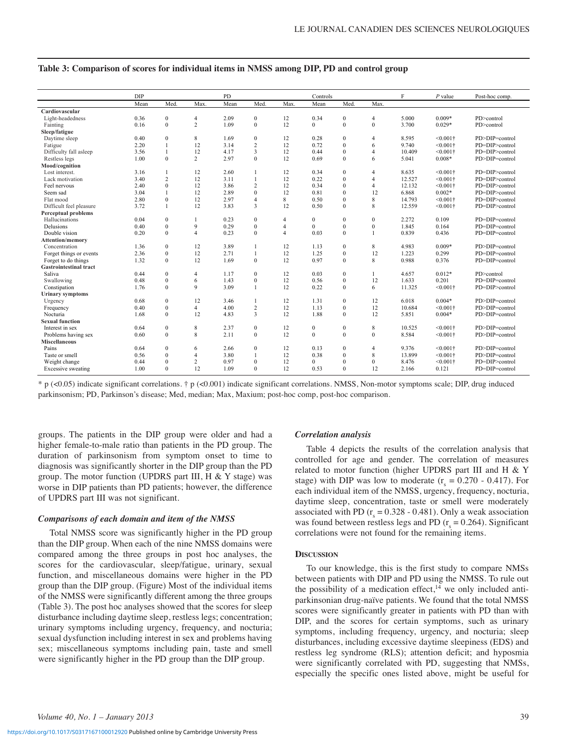**Table 3: Comparison of scores for individual items in NMSS among DIP, PD and control group**

| | DIP | | | PD | | | Controls | | | F | *P* value | Post-hoc comp. |
|---|---|---|---|---|---|---|---|---|---|---|---|---|
| | Mean | Med. | Max. | Mean | Med. | Max. | Mean | Med. | Max. | | | |
| **Cardiovascular** | | | | | | | | | | | | |
| Light-headedness | 0.36 | 0 | 4 | 2.09 | 0 | 12 | 0.34 | 0 | 4 | 5.000 | 0.009* | PD>control |
| Fainting | 0.16 | 0 | 2 | 1.09 | 0 | 12 | 0 | 0 | 0 | 3.700 | 0.029* | PD>control |
| **Sleep/fatigue** | | | | | | | | | | | | |
| Daytime sleep | 0.40 | 0 | 8 | 1.69 | 0 | 12 | 0.28 | 0 | 4 | 8.595 | <0.001† | PD>DIP=control |
| Fatigue | 2.20 | 1 | 12 | 3.14 | 2 | 12 | 0.72 | 0 | 6 | 9.740 | <0.001† | PD=DIP>control |
| Difficulty fall asleep | 3.56 | 1 | 12 | 4.17 | 3 | 12 | 0.44 | 0 | 4 | 10.409 | <0.001† | PD=DIP>control |
| Restless legs | 1.00 | 0 | 2 | 2.97 | 0 | 12 | 0.69 | 0 | 6 | 5.041 | 0.008* | PD>DIP=control |
| **Mood/cognition** | | | | | | | | | | | | |
| Lost interest. | 3.16 | 1 | 12 | 2.60 | 1 | 12 | 0.34 | 0 | 4 | 8.635 | <0.001† | PD=DIP>control |
| Lack motivation | 3.40 | 2 | 12 | 3.11 | 1 | 12 | 0.22 | 0 | 4 | 12.527 | <0.001† | PD=DIP>control |
| Feel nervous | 2.40 | 0 | 12 | 3.86 | 2 | 12 | 0.34 | 0 | 4 | 12.132 | <0.001† | PD=DIP>control |
| Seem sad | 3.04 | 1 | 12 | 2.89 | 0 | 12 | 0.81 | 0 | 12 | 6.868 | 0.002* | PD=DIP>control |
| Flat mood | 2.80 | 0 | 12 | 2.97 | 4 | 8 | 0.50 | 0 | 8 | 14.793 | <0.001† | PD=DIP>control |
| Difficult feel pleasure | 3.72 | 1 | 12 | 3.83 | 3 | 12 | 0.50 | 0 | 8 | 12.559 | <0.001† | PD=DIP>control |
| **Perceptual problems** | | | | | | | | | | | | |
| Hallucinations | 0.04 | 0 | 1 | 0.23 | 0 | 4 | 0 | 0 | 0 | 2.272 | 0.109 | PD=DIP=control |
| Delusions | 0.40 | 0 | 9 | 0.29 | 0 | 4 | 0 | 0 | 0 | 1.845 | 0.164 | PD=DIP=control |
| Double vision | 0.20 | 0 | 4 | 0.23 | 0 | 4 | 0.03 | 0 | 1 | 0.839 | 0.436 | PD=DIP=control |
| **Attention/memory** | | | | | | | | | | | | |
| Concentration | 1.36 | 0 | 12 | 3.89 | 1 | 12 | 1.13 | 0 | 8 | 4.983 | 0.009* | PD>DIP=control |
| Forget things or events | 2.36 | 0 | 12 | 2.71 | 1 | 12 | 1.25 | 0 | 12 | 1.223 | 0.299 | PD=DIP=control |
| Forget to do things | 1.32 | 0 | 12 | 1.69 | 0 | 12 | 0.97 | 0 | 8 | 0.988 | 0.376 | PD=DIP=control |
| **Gastrointestinal tract** | | | | | | | | | | | | |
| Saliva | 0.44 | 0 | 4 | 1.17 | 0 | 12 | 0.03 | 0 | 1 | 4.657 | 0.012* | PD>control |
| Swallowing | 0.48 | 0 | 6 | 1.43 | 0 | 12 | 0.56 | 0 | 12 | 1.633 | 0.201 | PD=DIP=control |
| Constipation | 1.76 | 0 | 9 | 3.09 | 1 | 12 | 0.22 | 0 | 6 | 11.325 | <0.001† | PD=DIP>control |
| **Urinary symptoms** | | | | | | | | | | | | |
| Urgency | 0.68 | 0 | 12 | 3.46 | 1 | 12 | 1.31 | 0 | 12 | 6.018 | 0.004* | PD>DIP=control |
| Frequency | 0.40 | 0 | 4 | 4.00 | 2 | 12 | 1.13 | 0 | 12 | 10.684 | <0.001† | PD>DIP=control |
| Nocturia | 1.68 | 0 | 12 | 4.83 | 3 | 12 | 1.88 | 0 | 12 | 5.851 | 0.004* | PD>DIP=control |
| **Sexual function** | | | | | | | | | | | | |
| Interest in sex | 0.64 | 0 | 8 | 2.37 | 0 | 12 | 0 | 0 | 8 | 10.525 | <0.001† | PD>DIP=control |
| Problems having sex | 0.60 | 0 | 8 | 2.11 | 0 | 12 | 0 | 0 | 0 | 8.584 | <0.001† | PD>DIP=control |
| **Miscellaneous** | | | | | | | | | | | | |
| Pains | 0.64 | 0 | 6 | 2.66 | 0 | 12 | 0.13 | 0 | 4 | 9.376 | <0.001† | PD>DIP=control |
| Taste or smell | 0.56 | 0 | 4 | 3.80 | 1 | 12 | 0.38 | 0 | 8 | 13.899 | <0.001† | PD>DIP=control |
| Weight change | 0.44 | 0 | 2 | 0.97 | 0 | 12 | 0 | 0 | 0 | 8.476 | <0.001† | PD>DIP=control |
| Excessive sweating | 1.00 | 0 | 12 | 1.09 | 0 | 12 | 0.53 | 0 | 12 | 2.166 | 0.121 | PD=DIP=control |

\* p (<0.05) indicate significant correlations. † p (<0.001) indicate significant correlations. NMSS, Non-motor symptoms scale; DIP, drug induced parkinsonism; PD, Parkinson's disease; Med, median; Max, Maxium; post-hoc comp, post-hoc comparison.

groups. The patients in the DIP group were older and had a higher female-to-male ratio than patients in the PD group. The duration of parkinsonism from symptom onset to time to diagnosis was significantly shorter in the DIP group than the PD group. The motor function (UPDRS part III, H & Y stage) was worse in DIP patients than PD patients; however, the difference of UPDRS part III was not significant.

### *Comparisons of each domain and item of the NMSS*

Total NMSS score was significantly higher in the PD group than the DIP group. When each of the nine NMSS domains were compared among the three groups in post hoc analyses, the scores for the cardiovascular, sleep/fatigue, urinary, sexual function, and miscellaneous domains were higher in the PD group than the DIP group. (Figure) Most of the individual items of the NMSS were significantly different among the three groups (Table 3). The post hoc analyses showed that the scores for sleep disturbance including daytime sleep, restless legs; concentration; urinary symptoms including urgency, frequency, and nocturia; sexual dysfunction including interest in sex and problems having sex; miscellaneous symptoms including pain, taste and smell were significantly higher in the PD group than the DIP group.

### *Correlation analysis*

Table 4 depicts the results of the correlation analysis that controlled for age and gender. The correlation of measures related to motor function (higher UPDRS part III and H & Y stage) with DIP was low to moderate ($r_s$ = 0.270 - 0.417). For each individual item of the NMSS, urgency, frequency, nocturia, daytime sleep, concentration, taste or smell were moderately associated with PD ($r_s$ = 0.328 - 0.481). Only a weak association was found between restless legs and PD ($r_s$ = 0.264). Significant correlations were not found for the remaining items.

## Discussion

To our knowledge, this is the first study to compare NMSs between patients with DIP and PD using the NMSS. To rule out the possibility of a medication effect,[14] we only included anti-parkinsonian drug-naïve patients. We found that the total NMSS scores were significantly greater in patients with PD than with DIP, and the scores for certain symptoms, such as urinary symptoms, including frequency, urgency, and nocturia; sleep disturbances, including excessive daytime sleepiness (EDS) and restless leg syndrome (RLS); attention deficit; and hyposmia were significantly correlated with PD, suggesting that NMSs, especially the specific ones listed above, might be useful for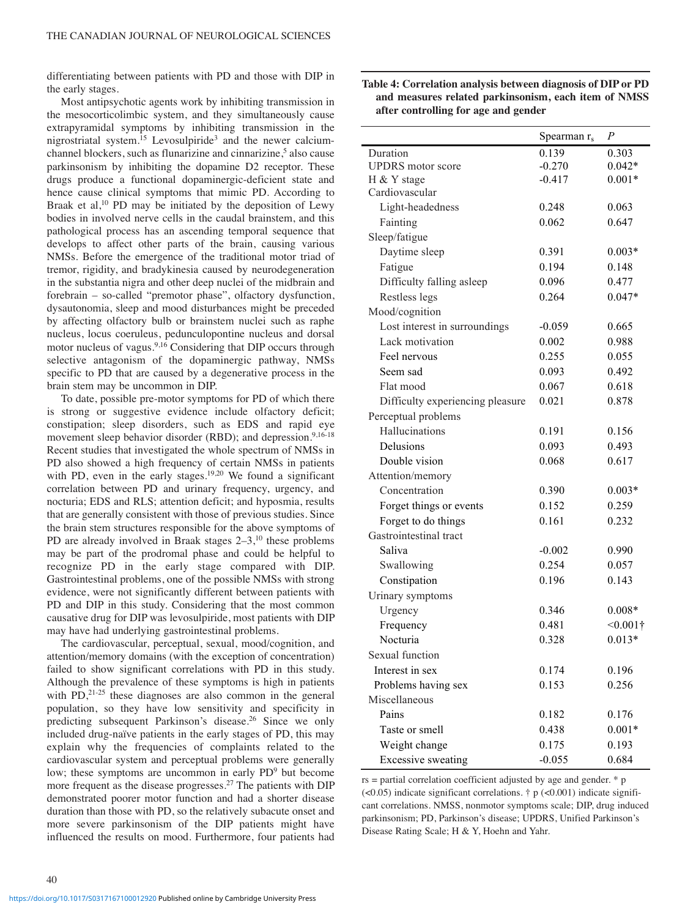differentiating between patients with PD and those with DIP in the early stages.

Most antipsychotic agents work by inhibiting transmission in the mesocorticolimbic system, and they simultaneously cause extrapyramidal symptoms by inhibiting transmission in the nigrostriatal system.[15] Levosulpiride[3] and the newer calcium-channel blockers, such as flunarizine and cinnarizine,[5] also cause parkinsonism by inhibiting the dopamine D2 receptor. These drugs produce a functional dopaminergic-deficient state and hence cause clinical symptoms that mimic PD. According to Braak et al,[10] PD may be initiated by the deposition of Lewy bodies in involved nerve cells in the caudal brainstem, and this pathological process has an ascending temporal sequence that develops to affect other parts of the brain, causing various NMSs. Before the emergence of the traditional motor triad of tremor, rigidity, and bradykinesia caused by neurodegeneration in the substantia nigra and other deep nuclei of the midbrain and forebrain – so-called "premotor phase", olfactory dysfunction, dysautonomia, sleep and mood disturbances might be preceded by affecting olfactory bulb or brainstem nuclei such as raphe nucleus, locus coeruleus, pedunculopontine nucleus and dorsal motor nucleus of vagus.[9,16] Considering that DIP occurs through selective antagonism of the dopaminergic pathway, NMSs specific to PD that are caused by a degenerative process in the brain stem may be uncommon in DIP.

To date, possible pre-motor symptoms for PD of which there is strong or suggestive evidence include olfactory deficit; constipation; sleep disorders, such as EDS and rapid eye movement sleep behavior disorder (RBD); and depression.[9,16-18] Recent studies that investigated the whole spectrum of NMSs in PD also showed a high frequency of certain NMSs in patients with PD, even in the early stages.[19,20] We found a significant correlation between PD and urinary frequency, urgency, and nocturia; EDS and RLS; attention deficit; and hyposmia, results that are generally consistent with those of previous studies. Since the brain stem structures responsible for the above symptoms of PD are already involved in Braak stages 2–3,[10] these problems may be part of the prodromal phase and could be helpful to recognize PD in the early stage compared with DIP. Gastrointestinal problems, one of the possible NMSs with strong evidence, were not significantly different between patients with PD and DIP in this study. Considering that the most common causative drug for DIP was levosulpiride, most patients with DIP may have had underlying gastrointestinal problems.

The cardiovascular, perceptual, sexual, mood/cognition, and attention/memory domains (with the exception of concentration) failed to show significant correlations with PD in this study. Although the prevalence of these symptoms is high in patients with PD,[21-25] these diagnoses are also common in the general population, so they have low sensitivity and specificity in predicting subsequent Parkinson's disease.[26] Since we only included drug-naïve patients in the early stages of PD, this may explain why the frequencies of complaints related to the cardiovascular system and perceptual problems were generally low; these symptoms are uncommon in early PD[9] but become more frequent as the disease progresses.[27] The patients with DIP demonstrated poorer motor function and had a shorter disease duration than those with PD, so the relatively subacute onset and more severe parkinsonism of the DIP patients might have influenced the results on mood. Furthermore, four patients had

**Table 4: Correlation analysis between diagnosis of DIP or PD and measures related parkinsonism, each item of NMSS after controlling for age and gender**

| | Spearman $r_s$ | *P* |
|---|---|---|
| Duration | 0.139 | 0.303 |
| UPDRS motor score | -0.270 | 0.042* |
| H & Y stage | -0.417 | 0.001* |
| Cardiovascular | | |
| Light-headedness | 0.248 | 0.063 |
| Fainting | 0.062 | 0.647 |
| Sleep/fatigue | | |
| Daytime sleep | 0.391 | 0.003* |
| Fatigue | 0.194 | 0.148 |
| Difficulty falling asleep | 0.096 | 0.477 |
| Restless legs | 0.264 | 0.047* |
| Mood/cognition | | |
| Lost interest in surroundings | -0.059 | 0.665 |
| Lack motivation | 0.002 | 0.988 |
| Feel nervous | 0.255 | 0.055 |
| Seem sad | 0.093 | 0.492 |
| Flat mood | 0.067 | 0.618 |
| Difficulty experiencing pleasure | 0.021 | 0.878 |
| Perceptual problems | | |
| Hallucinations | 0.191 | 0.156 |
| Delusions | 0.093 | 0.493 |
| Double vision | 0.068 | 0.617 |
| Attention/memory | | |
| Concentration | 0.390 | 0.003* |
| Forget things or events | 0.152 | 0.259 |
| Forget to do things | 0.161 | 0.232 |
| Gastrointestinal tract | | |
| Saliva | -0.002 | 0.990 |
| Swallowing | 0.254 | 0.057 |
| Constipation | 0.196 | 0.143 |
| Urinary symptoms | | |
| Urgency | 0.346 | 0.008* |
| Frequency | 0.481 | <0.001† |
| Nocturia | 0.328 | 0.013* |
| Sexual function | | |
| Interest in sex | 0.174 | 0.196 |
| Problems having sex | 0.153 | 0.256 |
| Miscellaneous | | |
| Pains | 0.182 | 0.176 |
| Taste or smell | 0.438 | 0.001* |
| Weight change | 0.175 | 0.193 |
| Excessive sweating | -0.055 | 0.684 |

rs = partial correlation coefficient adjusted by age and gender. * p (<0.05) indicate significant correlations. † p (<0.001) indicate significant correlations. NMSS, nonmotor symptoms scale; DIP, drug induced parkinsonism; PD, Parkinson's disease; UPDRS, Unified Parkinson's Disease Rating Scale; H & Y, Hoehn and Yahr.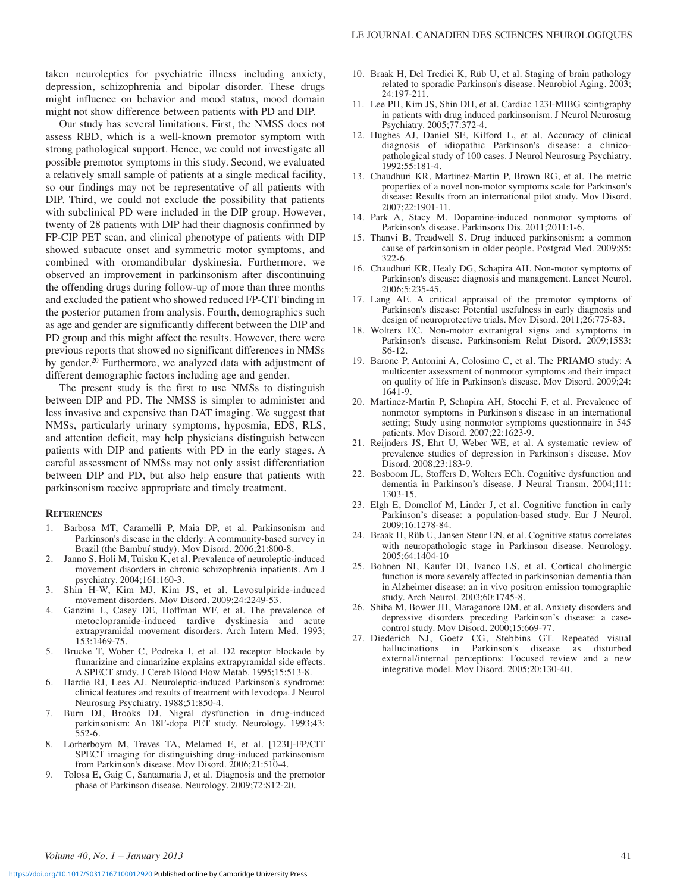taken neuroleptics for psychiatric illness including anxiety, depression, schizophrenia and bipolar disorder. These drugs might influence on behavior and mood status, mood domain might not show difference between patients with PD and DIP.

Our study has several limitations. First, the NMSS does not assess RBD, which is a well-known premotor symptom with strong pathological support. Hence, we could not investigate all possible premotor symptoms in this study. Second, we evaluated a relatively small sample of patients at a single medical facility, so our findings may not be representative of all patients with DIP. Third, we could not exclude the possibility that patients with subclinical PD were included in the DIP group. However, twenty of 28 patients with DIP had their diagnosis confirmed by FP-CIP PET scan, and clinical phenotype of patients with DIP showed subacute onset and symmetric motor symptoms, and combined with oromandibular dyskinesia. Furthermore, we observed an improvement in parkinsonism after discontinuing the offending drugs during follow-up of more than three months and excluded the patient who showed reduced FP-CIT binding in the posterior putamen from analysis. Fourth, demographics such as age and gender are significantly different between the DIP and PD group and this might affect the results. However, there were previous reports that showed no significant differences in NMSs by gender.[20] Furthermore, we analyzed data with adjustment of different demographic factors including age and gender.

The present study is the first to use NMSs to distinguish between DIP and PD. The NMSS is simpler to administer and less invasive and expensive than DAT imaging. We suggest that NMSs, particularly urinary symptoms, hyposmia, EDS, RLS, and attention deficit, may help physicians distinguish between patients with DIP and patients with PD in the early stages. A careful assessment of NMSs may not only assist differentiation between DIP and PD, but also help ensure that patients with parkinsonism receive appropriate and timely treatment.

## References

1. Barbosa MT, Caramelli P, Maia DP, et al. Parkinsonism and Parkinson's disease in the elderly: A community-based survey in Brazil (the Bambuí study). Mov Disord. 2006;21:800-8.
2. Janno S, Holi M, Tuisku K, et al. Prevalence of neuroleptic-induced movement disorders in chronic schizophrenia inpatients. Am J psychiatry. 2004;161:160-3.
3. Shin H-W, Kim MJ, Kim JS, et al. Levosulpiride-induced movement disorders. Mov Disord. 2009;24:2249-53.
4. Ganzini L, Casey DE, Hoffman WF, et al. The prevalence of metoclopramide-induced tardive dyskinesia and acute extrapyramidal movement disorders. Arch Intern Med. 1993; 153:1469-75.
5. Brucke T, Wober C, Podreka I, et al. D2 receptor blockade by flunarizine and cinnarizine explains extrapyramidal side effects. A SPECT study. J Cereb Blood Flow Metab. 1995;15:513-8.
6. Hardie RJ, Lees AJ. Neuroleptic-induced Parkinson's syndrome: clinical features and results of treatment with levodopa. J Neurol Neurosurg Psychiatry. 1988;51:850-4.
7. Burn DJ, Brooks DJ. Nigral dysfunction in drug-induced parkinsonism: An 18F-dopa PET study. Neurology. 1993;43: 552-6.
8. Lorberboym M, Treves TA, Melamed E, et al. [123I]-FP/CIT SPECT imaging for distinguishing drug-induced parkinsonism from Parkinson's disease. Mov Disord. 2006;21:510-4.
9. Tolosa E, Gaig C, Santamaria J, et al. Diagnosis and the premotor phase of Parkinson disease. Neurology. 2009;72:S12-20.
10. Braak H, Del Tredici K, Rüb U, et al. Staging of brain pathology related to sporadic Parkinson's disease. Neurobiol Aging. 2003; 24:197-211.
11. Lee PH, Kim JS, Shin DH, et al. Cardiac 123I-MIBG scintigraphy in patients with drug induced parkinsonism. J Neurol Neurosurg Psychiatry. 2005;77:372-4.
12. Hughes AJ, Daniel SE, Kilford L, et al. Accuracy of clinical diagnosis of idiopathic Parkinson's disease: a clinico-pathological study of 100 cases. J Neurol Neurosurg Psychiatry. 1992;55:181-4.
13. Chaudhuri KR, Martinez-Martin P, Brown RG, et al. The metric properties of a novel non-motor symptoms scale for Parkinson's disease: Results from an international pilot study. Mov Disord. 2007;22:1901-11.
14. Park A, Stacy M. Dopamine-induced nonmotor symptoms of Parkinson's disease. Parkinsons Dis. 2011;2011:1-6.
15. Thanvi B, Treadwell S. Drug induced parkinsonism: a common cause of parkinsonism in older people. Postgrad Med. 2009;85: 322-6.
16. Chaudhuri KR, Healy DG, Schapira AH. Non-motor symptoms of Parkinson's disease: diagnosis and management. Lancet Neurol. 2006;5:235-45.
17. Lang AE. A critical appraisal of the premotor symptoms of Parkinson's disease: Potential usefulness in early diagnosis and design of neuroprotective trials. Mov Disord. 2011;26:775-83.
18. Wolters EC. Non-motor extranigral signs and symptoms in Parkinson's disease. Parkinsonism Relat Disord. 2009;15S3: S6-12.
19. Barone P, Antonini A, Colosimo C, et al. The PRIAMO study: A multicenter assessment of nonmotor symptoms and their impact on quality of life in Parkinson's disease. Mov Disord. 2009;24: 1641-9.
20. Martinez-Martin P, Schapira AH, Stocchi F, et al. Prevalence of nonmotor symptoms in Parkinson's disease in an international setting; Study using nonmotor symptoms questionnaire in 545 patients. Mov Disord. 2007;22:1623-9.
21. Reijnders JS, Ehrt U, Weber WE, et al. A systematic review of prevalence studies of depression in Parkinson's disease. Mov Disord. 2008;23:183-9.
22. Bosboom JL, Stoffers D, Wolters ECh. Cognitive dysfunction and dementia in Parkinson's disease. J Neural Transm. 2004;111: 1303-15.
23. Elgh E, Domellof M, Linder J, et al. Cognitive function in early Parkinson's disease: a population-based study. Eur J Neurol. 2009;16:1278-84.
24. Braak H, Rüb U, Jansen Steur EN, et al. Cognitive status correlates with neuropathologic stage in Parkinson disease. Neurology. 2005;64:1404-10
25. Bohnen NI, Kaufer DI, Ivanco LS, et al. Cortical cholinergic function is more severely affected in parkinsonian dementia than in Alzheimer disease: an in vivo positron emission tomographic study. Arch Neurol. 2003;60:1745-8.
26. Shiba M, Bower JH, Maraganore DM, et al. Anxiety disorders and depressive disorders preceding Parkinson's disease: a case-control study. Mov Disord. 2000;15:669-77.
27. Diederich NJ, Goetz CG, Stebbins GT. Repeated visual hallucinations in Parkinson's disease as disturbed external/internal perceptions: Focused review and a new integrative model. Mov Disord. 2005;20:130-40.